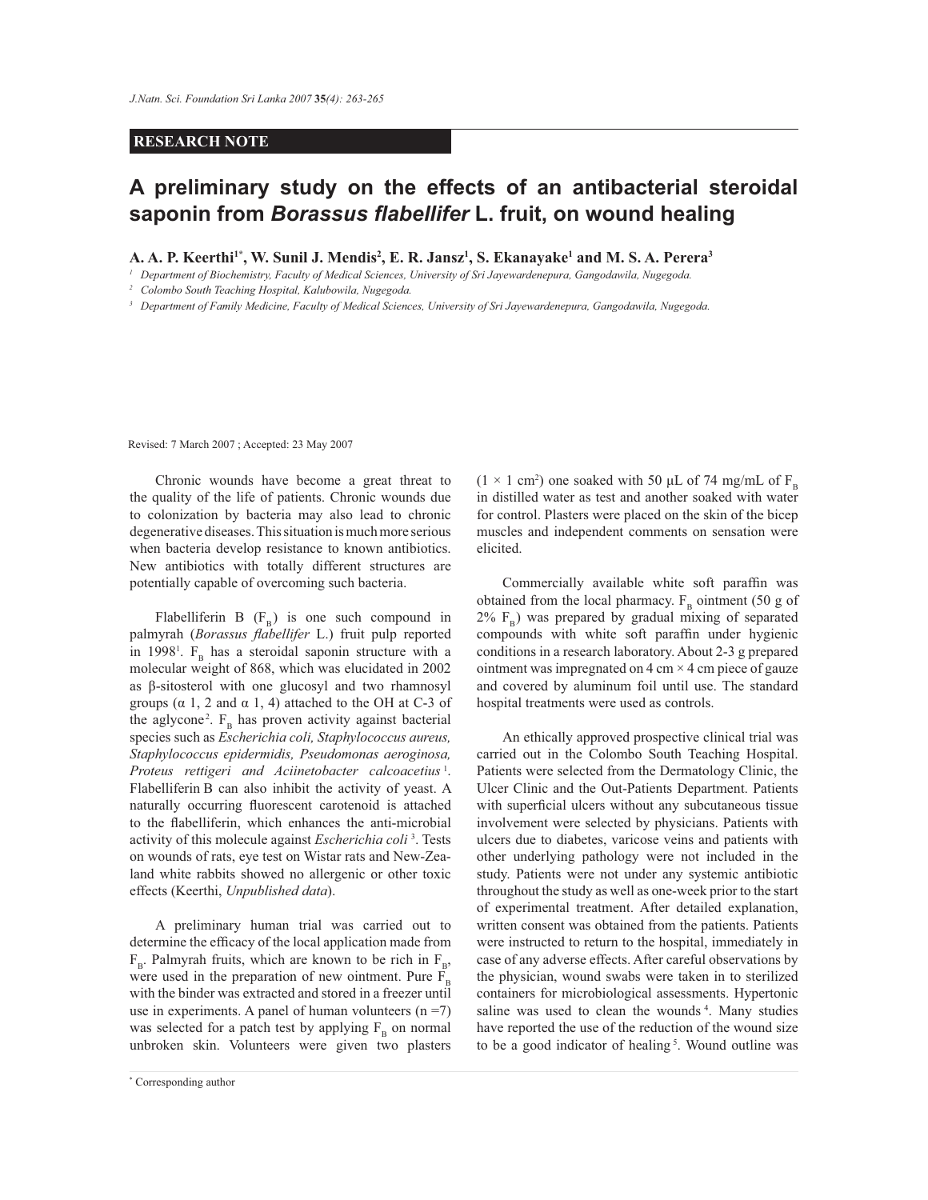RESEARCH NOTE

# A preliminary study on the effects of an antibacterial steroidal saponin from *Borassus flabellifer* L. fruit, on wound healing

**A. A. P. Keerthi[1*], W. Sunil J. Mendis[2], E. R. Jansz[1], S. Ekanayake[1] and M. S. A. Perera[3]**

[1] Department of Biochemistry, Faculty of Medical Sciences, University of Sri Jayewardenepura, Gangodawila, Nugegoda.

[2] Colombo South Teaching Hospital, Kalubowila, Nugegoda.

[3] Department of Family Medicine, Faculty of Medical Sciences, University of Sri Jayewardenepura, Gangodawila, Nugegoda.

Revised: 7 March 2007 ; Accepted: 23 May 2007

Chronic wounds have become a great threat to the quality of the life of patients. Chronic wounds due to colonization by bacteria may also lead to chronic degenerative diseases. This situation is much more serious when bacteria develop resistance to known antibiotics. New antibiotics with totally different structures are potentially capable of overcoming such bacteria.

Flabelliferin B ($F_B$) is one such compound in palmyrah (*Borassus flabellifer* L.) fruit pulp reported in 1998[1]. $F_B$ has a steroidal saponin structure with a molecular weight of 868, which was elucidated in 2002 as β-sitosterol with one glucosyl and two rhamnosyl groups (α 1, 2 and α 1, 4) attached to the OH at C-3 of the aglycone[2]. $F_B$ has proven activity against bacterial species such as *Escherichia coli, Staphylococcus aureus, Staphylococcus epidermidis, Pseudomonas aeroginosa, Proteus rettigeri and Aciinetobacter calcoacetius*[1]. Flabelliferin B can also inhibit the activity of yeast. A naturally occurring fluorescent carotenoid is attached to the flabelliferin, which enhances the anti-microbial activity of this molecule against *Escherichia coli*[3]. Tests on wounds of rats, eye test on Wistar rats and New-Zealand white rabbits showed no allergenic or other toxic effects (Keerthi, *Unpublished data*).

A preliminary human trial was carried out to determine the efficacy of the local application made from $F_B$. Palmyrah fruits, which are known to be rich in $F_B$, were used in the preparation of new ointment. Pure $F_B$ with the binder was extracted and stored in a freezer until use in experiments. A panel of human volunteers (n =7) was selected for a patch test by applying $F_B$ on normal unbroken skin. Volunteers were given two plasters ($1 \times 1$ cm$^2$) one soaked with 50 µL of 74 mg/mL of $F_B$ in distilled water as test and another soaked with water for control. Plasters were placed on the skin of the bicep muscles and independent comments on sensation were elicited.

Commercially available white soft paraffin was obtained from the local pharmacy. $F_B$ ointment (50 g of 2% $F_B$) was prepared by gradual mixing of separated compounds with white soft paraffin under hygienic conditions in a research laboratory. About 2-3 g prepared ointment was impregnated on 4 cm × 4 cm piece of gauze and covered by aluminum foil until use. The standard hospital treatments were used as controls.

An ethically approved prospective clinical trial was carried out in the Colombo South Teaching Hospital. Patients were selected from the Dermatology Clinic, the Ulcer Clinic and the Out-Patients Department. Patients with superficial ulcers without any subcutaneous tissue involvement were selected by physicians. Patients with ulcers due to diabetes, varicose veins and patients with other underlying pathology were not included in the study. Patients were not under any systemic antibiotic throughout the study as well as one-week prior to the start of experimental treatment. After detailed explanation, written consent was obtained from the patients. Patients were instructed to return to the hospital, immediately in case of any adverse effects. After careful observations by the physician, wound swabs were taken in to sterilized containers for microbiological assessments. Hypertonic saline was used to clean the wounds[4]. Many studies have reported the use of the reduction of the wound size to be a good indicator of healing[5]. Wound outline was

[*] Corresponding author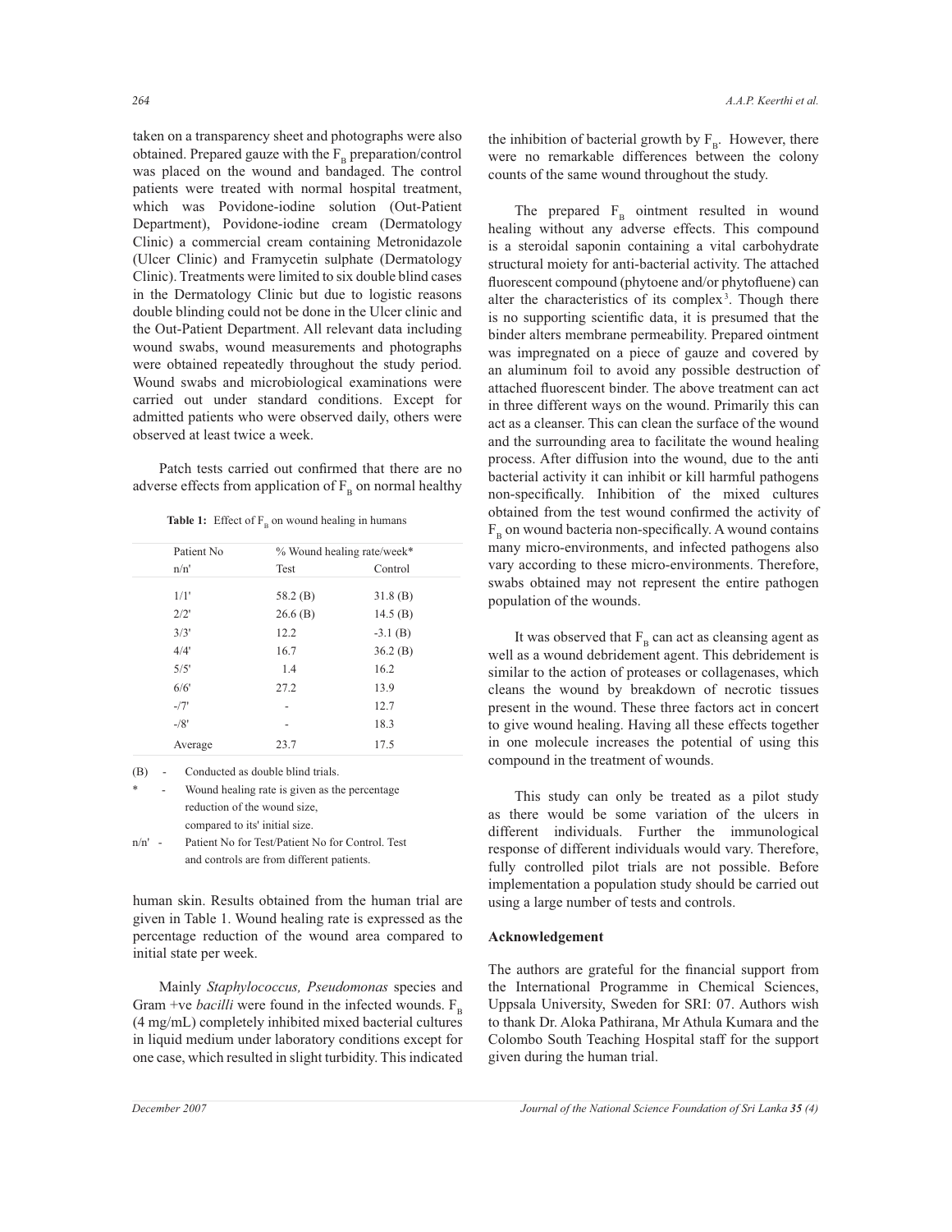taken on a transparency sheet and photographs were also obtained. Prepared gauze with the $F_B$ preparation/control was placed on the wound and bandaged. The control patients were treated with normal hospital treatment, which was Povidone-iodine solution (Out-Patient Department), Povidone-iodine cream (Dermatology Clinic) a commercial cream containing Metronidazole (Ulcer Clinic) and Framycetin sulphate (Dermatology Clinic). Treatments were limited to six double blind cases in the Dermatology Clinic but due to logistic reasons double blinding could not be done in the Ulcer clinic and the Out-Patient Department. All relevant data including wound swabs, wound measurements and photographs were obtained repeatedly throughout the study period. Wound swabs and microbiological examinations were carried out under standard conditions. Except for admitted patients who were observed daily, others were observed at least twice a week.

Patch tests carried out confirmed that there are no adverse effects from application of $F_B$ on normal healthy human skin. Results obtained from the human trial are given in Table 1. Wound healing rate is expressed as the percentage reduction of the wound area compared to initial state per week.

**Table 1:** Effect of $F_B$ on wound healing in humans

| Patient No n/n' | % Wound healing rate/week* Test | Control |
|---|---|---|
| 1/1' | 58.2 (B) | 31.8 (B) |
| 2/2' | 26.6 (B) | 14.5 (B) |
| 3/3' | 12.2 | -3.1 (B) |
| 4/4' | 16.7 | 36.2 (B) |
| 5/5' | 1.4 | 16.2 |
| 6/6' | 27.2 | 13.9 |
| -/7' | - | 12.7 |
| -/8' | - | 18.3 |
| Average | 23.7 | 17.5 |

(B) - Conducted as double blind trials.

\* - Wound healing rate is given as the percentage reduction of the wound size, compared to its' initial size.

n/n' - Patient No for Test/Patient No for Control. Test and controls are from different patients.

Mainly *Staphylococcus, Pseudomonas* species and Gram +ve *bacilli* were found in the infected wounds. $F_B$ (4 mg/mL) completely inhibited mixed bacterial cultures in liquid medium under laboratory conditions except for one case, which resulted in slight turbidity. This indicated the inhibition of bacterial growth by $F_B$. However, there were no remarkable differences between the colony counts of the same wound throughout the study.

The prepared $F_B$ ointment resulted in wound healing without any adverse effects. This compound is a steroidal saponin containing a vital carbohydrate structural moiety for anti-bacterial activity. The attached fluorescent compound (phytoene and/or phytofluene) can alter the characteristics of its complex[3]. Though there is no supporting scientific data, it is presumed that the binder alters membrane permeability. Prepared ointment was impregnated on a piece of gauze and covered by an aluminum foil to avoid any possible destruction of attached fluorescent binder. The above treatment can act in three different ways on the wound. Primarily this can act as a cleanser. This can clean the surface of the wound and the surrounding area to facilitate the wound healing process. After diffusion into the wound, due to the anti bacterial activity it can inhibit or kill harmful pathogens non-specifically. Inhibition of the mixed cultures obtained from the test wound confirmed the activity of $F_B$ on wound bacteria non-specifically. A wound contains many micro-environments, and infected pathogens also vary according to these micro-environments. Therefore, swabs obtained may not represent the entire pathogen population of the wounds.

It was observed that $F_B$ can act as cleansing agent as well as a wound debridement agent. This debridement is similar to the action of proteases or collagenases, which cleans the wound by breakdown of necrotic tissues present in the wound. These three factors act in concert to give wound healing. Having all these effects together in one molecule increases the potential of using this compound in the treatment of wounds.

This study can only be treated as a pilot study as there would be some variation of the ulcers in different individuals. Further the immunological response of different individuals would vary. Therefore, fully controlled pilot trials are not possible. Before implementation a population study should be carried out using a large number of tests and controls.

## Acknowledgement

The authors are grateful for the financial support from the International Programme in Chemical Sciences, Uppsala University, Sweden for SRI: 07. Authors wish to thank Dr. Aloka Pathirana, Mr Athula Kumara and the Colombo South Teaching Hospital staff for the support given during the human trial.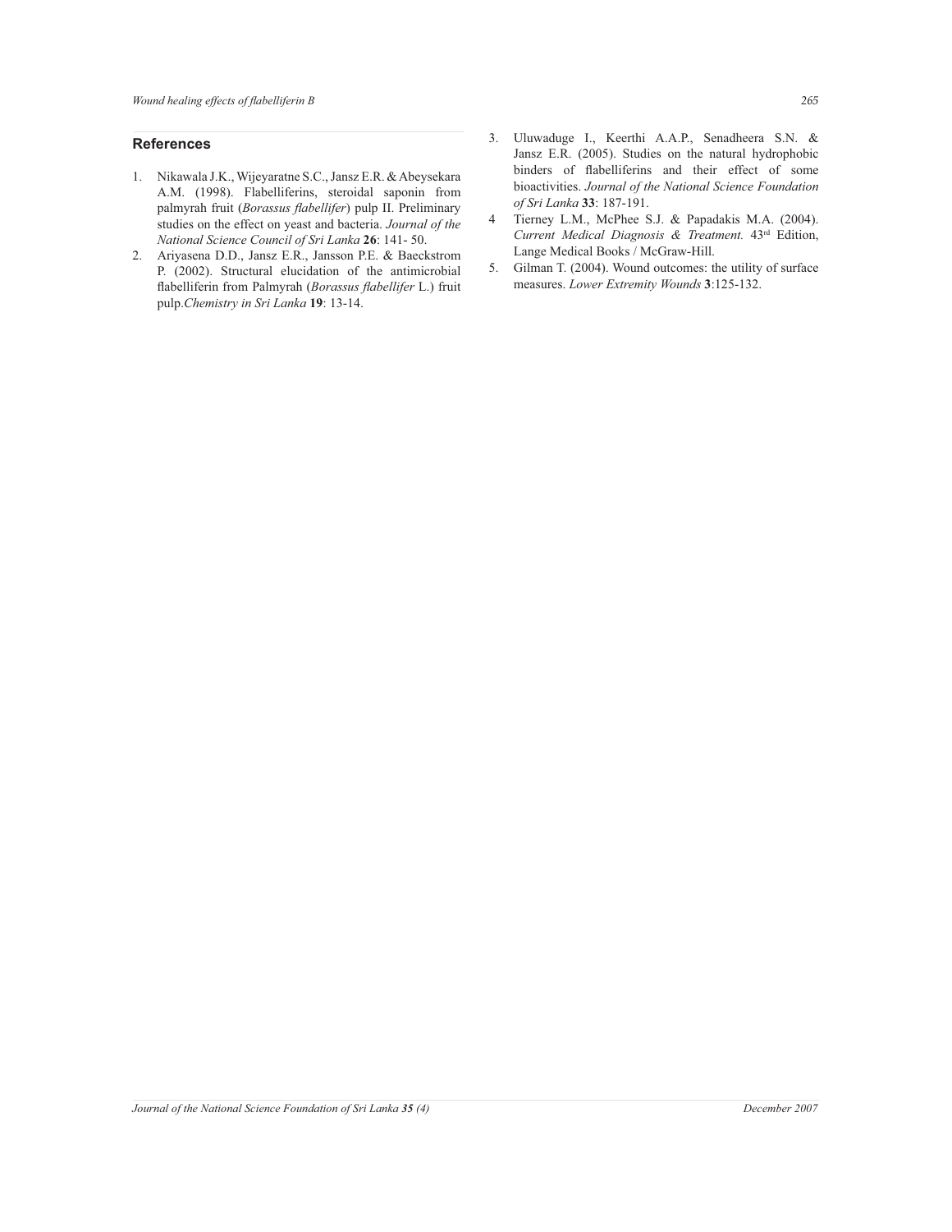## References

1. Nikawala J.K., Wijeyaratne S.C., Jansz E.R. & Abeysekara A.M. (1998). Flabelliferins, steroidal saponin from palmyrah fruit (*Borassus flabellifer*) pulp II. Preliminary studies on the effect on yeast and bacteria. *Journal of the National Science Council of Sri Lanka* **26**: 141- 50.
2. Ariyasena D.D., Jansz E.R., Jansson P.E. & Baeckstrom P. (2002). Structural elucidation of the antimicrobial flabelliferin from Palmyrah (*Borassus flabellifer* L.) fruit pulp.*Chemistry in Sri Lanka* **19**: 13-14.
3. Uluwaduge I., Keerthi A.A.P., Senadheera S.N. & Jansz E.R. (2005). Studies on the natural hydrophobic binders of flabelliferins and their effect of some bioactivities. *Journal of the National Science Foundation of Sri Lanka* **33**: 187-191.
4. Tierney L.M., McPhee S.J. & Papadakis M.A. (2004). *Current Medical Diagnosis & Treatment.* 43rd Edition, Lange Medical Books / McGraw-Hill.
5. Gilman T. (2004). Wound outcomes: the utility of surface measures. *Lower Extremity Wounds* **3**:125-132.